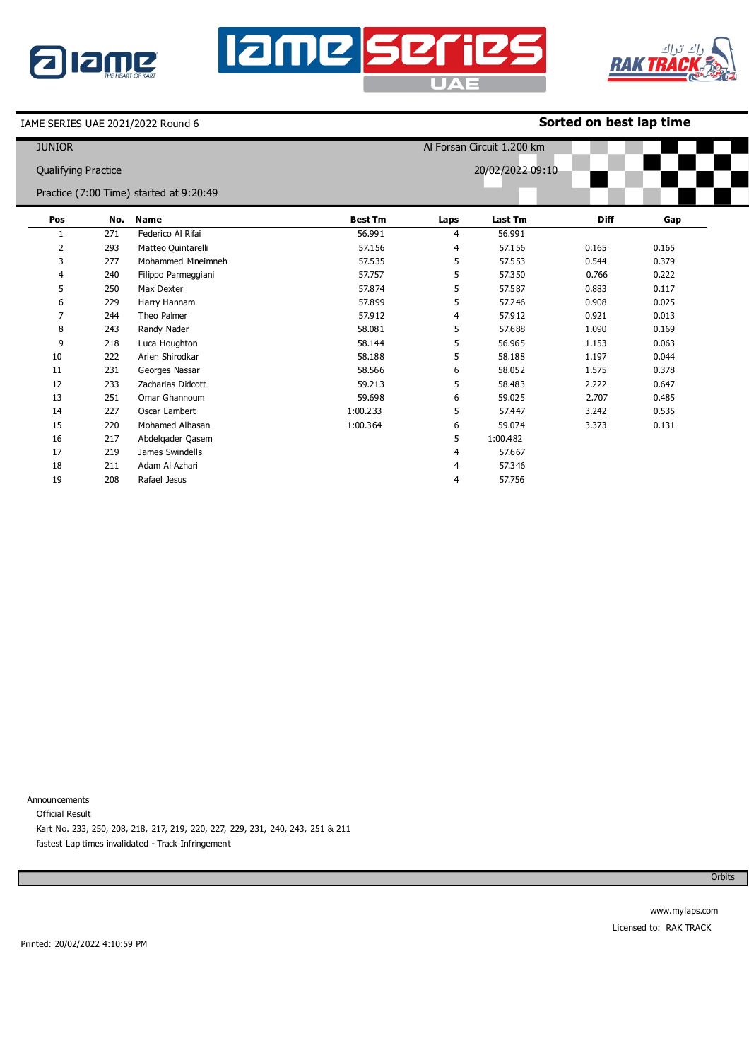IAME SERIES UAE 2021/2022 Round 6

**Sorted on best lap time**

JUNIOR

Al Forsan Circuit 1.200 km

Qualifying Practice

20/02/2022 09:10

Practice (7:00 Time) started at 9:20:49

| Pos | No. | Name | Best Tm | Laps | Last Tm | Diff | Gap |
|---|---|---|---|---|---|---|---|
| 1 | 271 | Federico Al Rifai | 56.991 | 4 | 56.991 | | |
| 2 | 293 | Matteo Quintarelli | 57.156 | 4 | 57.156 | 0.165 | 0.165 |
| 3 | 277 | Mohammed Mneimneh | 57.535 | 5 | 57.553 | 0.544 | 0.379 |
| 4 | 240 | Filippo Parmeggiani | 57.757 | 5 | 57.350 | 0.766 | 0.222 |
| 5 | 250 | Max Dexter | 57.874 | 5 | 57.587 | 0.883 | 0.117 |
| 6 | 229 | Harry Hannam | 57.899 | 5 | 57.246 | 0.908 | 0.025 |
| 7 | 244 | Theo Palmer | 57.912 | 4 | 57.912 | 0.921 | 0.013 |
| 8 | 243 | Randy Nader | 58.081 | 5 | 57.688 | 1.090 | 0.169 |
| 9 | 218 | Luca Houghton | 58.144 | 5 | 56.965 | 1.153 | 0.063 |
| 10 | 222 | Arien Shirodkar | 58.188 | 5 | 58.188 | 1.197 | 0.044 |
| 11 | 231 | Georges Nassar | 58.566 | 6 | 58.052 | 1.575 | 0.378 |
| 12 | 233 | Zacharias Didcott | 59.213 | 5 | 58.483 | 2.222 | 0.647 |
| 13 | 251 | Omar Ghannoum | 59.698 | 6 | 59.025 | 2.707 | 0.485 |
| 14 | 227 | Oscar Lambert | 1:00.233 | 5 | 57.447 | 3.242 | 0.535 |
| 15 | 220 | Mohamed Alhasan | 1:00.364 | 6 | 59.074 | 3.373 | 0.131 |
| 16 | 217 | Abdelqader Qasem | | 5 | 1:00.482 | | |
| 17 | 219 | James Swindells | | 4 | 57.667 | | |
| 18 | 211 | Adam Al Azhari | | 4 | 57.346 | | |
| 19 | 208 | Rafael Jesus | | 4 | 57.756 | | |

Announcements

Official Result

Kart No. 233, 250, 208, 218, 217, 219, 220, 227, 229, 231, 240, 243, 251 & 211

fastest Lap times invalidated - Track Infringement

Orbits

www.mylaps.com

Licensed to: RAK TRACK

Printed: 20/02/2022 4:10:59 PM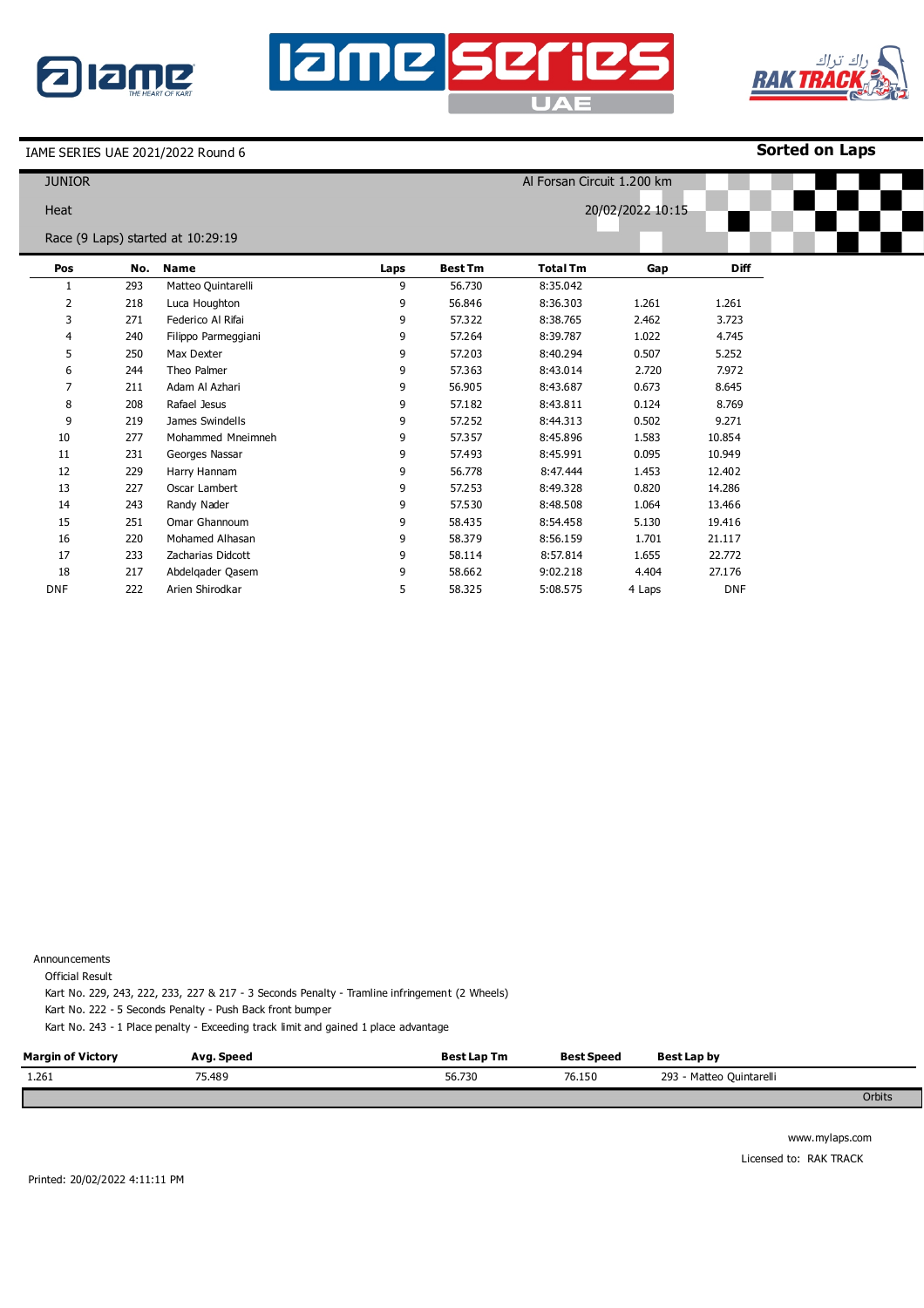IAME SERIES UAE 2021/2022 Round 6

**Sorted on Laps**

JUNIOR

Al Forsan Circuit 1.200 km

Heat

20/02/2022 10:15

Race (9 Laps) started at 10:29:19

| Pos | No. | Name | Laps | Best Tm | Total Tm | Gap | Diff |
|---|---|---|---|---|---|---|---|
| 1 | 293 | Matteo Quintarelli | 9 | 56.730 | 8:35.042 | | |
| 2 | 218 | Luca Houghton | 9 | 56.846 | 8:36.303 | 1.261 | 1.261 |
| 3 | 271 | Federico Al Rifai | 9 | 57.322 | 8:38.765 | 2.462 | 3.723 |
| 4 | 240 | Filippo Parmeggiani | 9 | 57.264 | 8:39.787 | 1.022 | 4.745 |
| 5 | 250 | Max Dexter | 9 | 57.203 | 8:40.294 | 0.507 | 5.252 |
| 6 | 244 | Theo Palmer | 9 | 57.363 | 8:43.014 | 2.720 | 7.972 |
| 7 | 211 | Adam Al Azhari | 9 | 56.905 | 8:43.687 | 0.673 | 8.645 |
| 8 | 208 | Rafael Jesus | 9 | 57.182 | 8:43.811 | 0.124 | 8.769 |
| 9 | 219 | James Swindells | 9 | 57.252 | 8:44.313 | 0.502 | 9.271 |
| 10 | 277 | Mohammed Mneimneh | 9 | 57.357 | 8:45.896 | 1.583 | 10.854 |
| 11 | 231 | Georges Nassar | 9 | 57.493 | 8:45.991 | 0.095 | 10.949 |
| 12 | 229 | Harry Hannam | 9 | 56.778 | 8:47.444 | 1.453 | 12.402 |
| 13 | 227 | Oscar Lambert | 9 | 57.253 | 8:49.328 | 0.820 | 14.286 |
| 14 | 243 | Randy Nader | 9 | 57.530 | 8:48.508 | 1.064 | 13.466 |
| 15 | 251 | Omar Ghannoum | 9 | 58.435 | 8:54.458 | 5.130 | 19.416 |
| 16 | 220 | Mohamed Alhasan | 9 | 58.379 | 8:56.159 | 1.701 | 21.117 |
| 17 | 233 | Zacharias Didcott | 9 | 58.114 | 8:57.814 | 1.655 | 22.772 |
| 18 | 217 | Abdelqader Qasem | 9 | 58.662 | 9:02.218 | 4.404 | 27.176 |
| DNF | 222 | Arien Shirodkar | 5 | 58.325 | 5:08.575 | 4 Laps | DNF |

Announcements

Official Result

Kart No. 229, 243, 222, 233, 227 & 217 - 3 Seconds Penalty - Tramline infringement (2 Wheels)

Kart No. 222 - 5 Seconds Penalty - Push Back front bumper

Kart No. 243 - 1 Place penalty - Exceeding track limit and gained 1 place advantage

| Margin of Victory | Avg. Speed | Best Lap Tm | Best Speed | Best Lap by |
|---|---|---|---|---|
| 1.261 | 75.489 | 56.730 | 76.150 | 293 - Matteo Quintarelli |

Orbits

www.mylaps.com

Licensed to: RAK TRACK

Printed: 20/02/2022 4:11:11 PM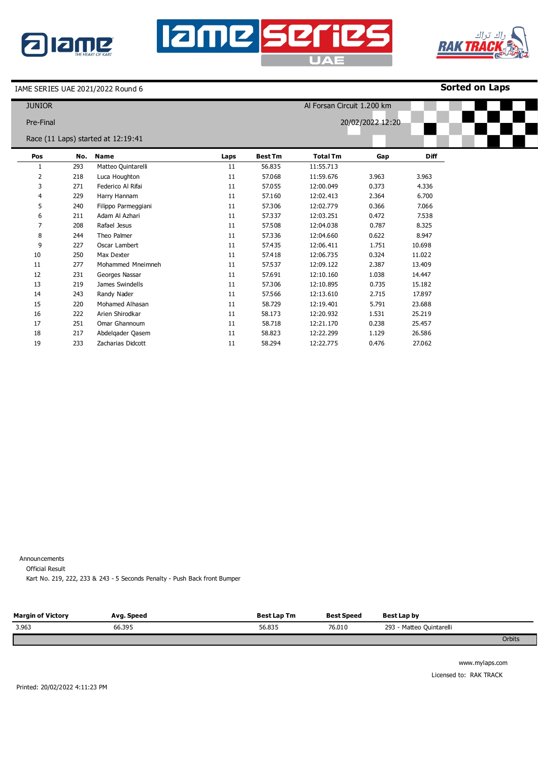IAME SERIES UAE 2021/2022 Round 6

**Sorted on Laps**

JUNIOR

Al Forsan Circuit 1.200 km

Pre-Final

20/02/2022 12:20

Race (11 Laps) started at 12:19:41

| Pos | No. | Name | Laps | Best Tm | Total Tm | Gap | Diff |
|---|---|---|---|---|---|---|---|
| 1 | 293 | Matteo Quintarelli | 11 | 56.835 | 11:55.713 | | |
| 2 | 218 | Luca Houghton | 11 | 57.068 | 11:59.676 | 3.963 | 3.963 |
| 3 | 271 | Federico Al Rifai | 11 | 57.055 | 12:00.049 | 0.373 | 4.336 |
| 4 | 229 | Harry Hannam | 11 | 57.160 | 12:02.413 | 2.364 | 6.700 |
| 5 | 240 | Filippo Parmeggiani | 11 | 57.306 | 12:02.779 | 0.366 | 7.066 |
| 6 | 211 | Adam Al Azhari | 11 | 57.337 | 12:03.251 | 0.472 | 7.538 |
| 7 | 208 | Rafael Jesus | 11 | 57.508 | 12:04.038 | 0.787 | 8.325 |
| 8 | 244 | Theo Palmer | 11 | 57.336 | 12:04.660 | 0.622 | 8.947 |
| 9 | 227 | Oscar Lambert | 11 | 57.435 | 12:06.411 | 1.751 | 10.698 |
| 10 | 250 | Max Dexter | 11 | 57.418 | 12:06.735 | 0.324 | 11.022 |
| 11 | 277 | Mohammed Mneimneh | 11 | 57.537 | 12:09.122 | 2.387 | 13.409 |
| 12 | 231 | Georges Nassar | 11 | 57.691 | 12:10.160 | 1.038 | 14.447 |
| 13 | 219 | James Swindells | 11 | 57.306 | 12:10.895 | 0.735 | 15.182 |
| 14 | 243 | Randy Nader | 11 | 57.566 | 12:13.610 | 2.715 | 17.897 |
| 15 | 220 | Mohamed Alhasan | 11 | 58.729 | 12:19.401 | 5.791 | 23.688 |
| 16 | 222 | Arien Shirodkar | 11 | 58.173 | 12:20.932 | 1.531 | 25.219 |
| 17 | 251 | Omar Ghannoum | 11 | 58.718 | 12:21.170 | 0.238 | 25.457 |
| 18 | 217 | Abdelqader Qasem | 11 | 58.823 | 12:22.299 | 1.129 | 26.586 |
| 19 | 233 | Zacharias Didcott | 11 | 58.294 | 12:22.775 | 0.476 | 27.062 |

Announcements

Official Result

Kart No. 219, 222, 233 & 243 - 5 Seconds Penalty - Push Back front Bumper

| Margin of Victory | Avg. Speed | Best Lap Tm | Best Speed | Best Lap by |
|---|---|---|---|---|
| 3.963 | 66.395 | 56.835 | 76.010 | 293 - Matteo Quintarelli |

Orbits

www.mylaps.com

Licensed to: RAK TRACK

Printed: 20/02/2022 4:11:23 PM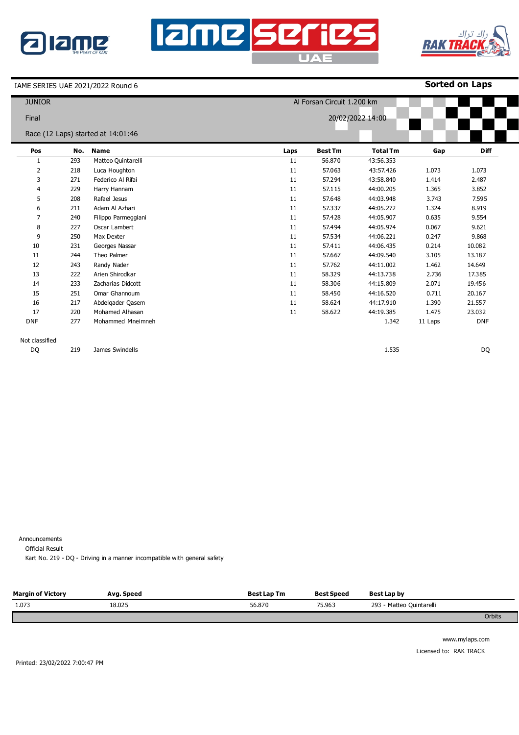IAME SERIES UAE 2021/2022 Round 6

**Sorted on Laps**

JUNIOR

Final

Race (12 Laps) started at 14:01:46

Al Forsan Circuit 1.200 km

20/02/2022 14:00

| Pos | No. | Name | Laps | Best Tm | Total Tm | Gap | Diff |
|---|---|---|---|---|---|---|---|
| 1 | 293 | Matteo Quintarelli | 11 | 56.870 | 43:56.353 | | |
| 2 | 218 | Luca Houghton | 11 | 57.063 | 43:57.426 | 1.073 | 1.073 |
| 3 | 271 | Federico Al Rifai | 11 | 57.294 | 43:58.840 | 1.414 | 2.487 |
| 4 | 229 | Harry Hannam | 11 | 57.115 | 44:00.205 | 1.365 | 3.852 |
| 5 | 208 | Rafael Jesus | 11 | 57.648 | 44:03.948 | 3.743 | 7.595 |
| 6 | 211 | Adam Al Azhari | 11 | 57.337 | 44:05.272 | 1.324 | 8.919 |
| 7 | 240 | Filippo Parmeggiani | 11 | 57.428 | 44:05.907 | 0.635 | 9.554 |
| 8 | 227 | Oscar Lambert | 11 | 57.494 | 44:05.974 | 0.067 | 9.621 |
| 9 | 250 | Max Dexter | 11 | 57.534 | 44:06.221 | 0.247 | 9.868 |
| 10 | 231 | Georges Nassar | 11 | 57.411 | 44:06.435 | 0.214 | 10.082 |
| 11 | 244 | Theo Palmer | 11 | 57.667 | 44:09.540 | 3.105 | 13.187 |
| 12 | 243 | Randy Nader | 11 | 57.762 | 44:11.002 | 1.462 | 14.649 |
| 13 | 222 | Arien Shirodkar | 11 | 58.329 | 44:13.738 | 2.736 | 17.385 |
| 14 | 233 | Zacharias Didcott | 11 | 58.306 | 44:15.809 | 2.071 | 19.456 |
| 15 | 251 | Omar Ghannoum | 11 | 58.450 | 44:16.520 | 0.711 | 20.167 |
| 16 | 217 | Abdelqader Qasem | 11 | 58.624 | 44:17.910 | 1.390 | 21.557 |
| 17 | 220 | Mohamed Alhasan | 11 | 58.622 | 44:19.385 | 1.475 | 23.032 |
| DNF | 277 | Mohammed Mneimneh | | | 1.342 | 11 Laps | DNF |
| Not classified | | | | | | | |
| DQ | 219 | James Swindells | | | 1.535 | | DQ |

Announcements

Official Result

Kart No. 219 - DQ - Driving in a manner incompatible with general safety

| Margin of Victory | Avg. Speed | Best Lap Tm | Best Speed | Best Lap by |
|---|---|---|---|---|
| 1.073 | 18.025 | 56.870 | 75.963 | 293 - Matteo Quintarelli |

Orbits

www.mylaps.com

Licensed to: RAK TRACK

Printed: 23/02/2022 7:00:47 PM